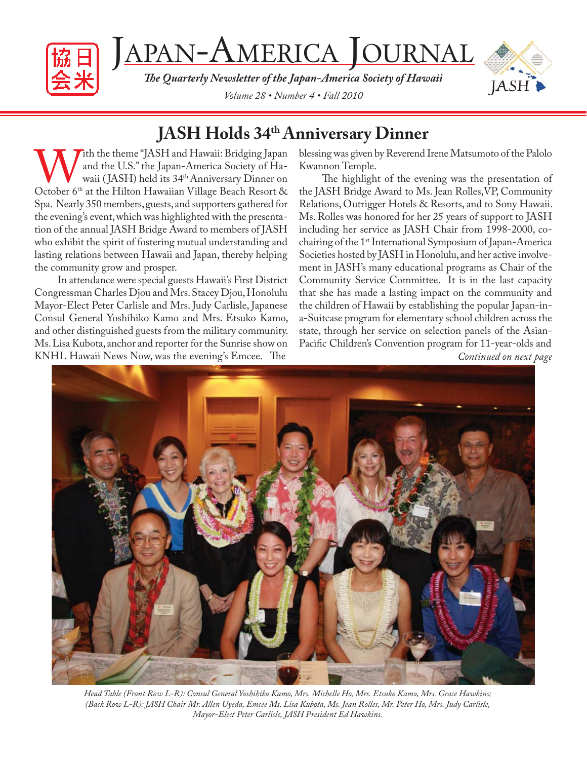# Japan-America Journal

*The Quarterly Newsletter of the Japan-America Society of Hawaii*

*Volume 28 • Number 4 • Fall 2010*

## JASH Holds 34th Anniversary Dinner

With the theme "JASH and Hawaii: Bridging Japan and the U.S." the Japan-America Society of Hawaii (JASH) held its 34th Anniversary Dinner on October 6th at the Hilton Hawaiian Village Beach Resort & Spa. Nearly 350 members, guests, and supporters gathered for the evening's event, which was highlighted with the presentation of the annual JASH Bridge Award to members of JASH who exhibit the spirit of fostering mutual understanding and lasting relations between Hawaii and Japan, thereby helping the community grow and prosper.

In attendance were special guests Hawaii's First District Congressman Charles Djou and Mrs. Stacey Djou, Honolulu Mayor-Elect Peter Carlisle and Mrs. Judy Carlisle, Japanese Consul General Yoshihiko Kamo and Mrs. Etsuko Kamo, and other distinguished guests from the military community. Ms. Lisa Kubota, anchor and reporter for the Sunrise show on KNHL Hawaii News Now, was the evening's Emcee. The blessing was given by Reverend Irene Matsumoto of the Palolo Kwannon Temple.

The highlight of the evening was the presentation of the JASH Bridge Award to Ms. Jean Rolles, VP, Community Relations, Outrigger Hotels & Resorts, and to Sony Hawaii. Ms. Rolles was honored for her 25 years of support to JASH including her service as JASH Chair from 1998-2000, co-chairing of the 1st International Symposium of Japan-America Societies hosted by JASH in Honolulu, and her active involvement in JASH's many educational programs as Chair of the Community Service Committee. It is in the last capacity that she has made a lasting impact on the community and the children of Hawaii by establishing the popular Japan-in-a-Suitcase program for elementary school children across the state, through her service on selection panels of the Asian-Pacific Children's Convention program for 11-year-olds and

*Continued on next page*

*Head Table (Front Row L-R): Consul General Yoshihiko Kamo, Mrs. Michelle Ho, Mrs. Etsuko Kamo, Mrs. Grace Hawkins; (Back Row L-R): JASH Chair Mr. Allen Uyeda, Emcee Ms. Lisa Kubota, Ms. Jean Rolles, Mr. Peter Ho, Mrs. Judy Carlisle, Mayor-Elect Peter Carlisle, JASH President Ed Hawkins.*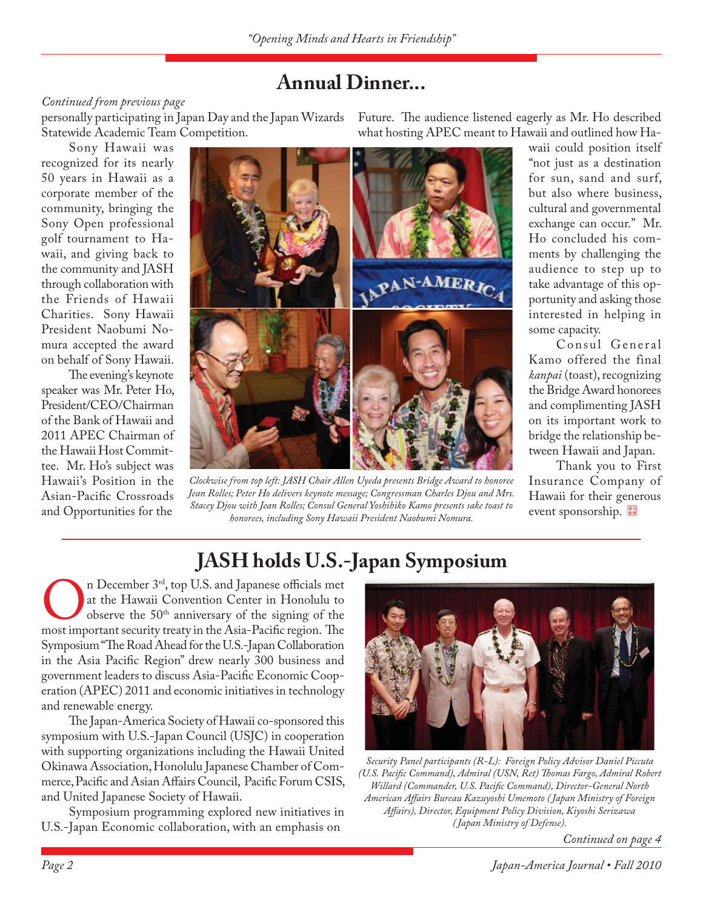## Annual Dinner...

*Continued from previous page*

personally participating in Japan Day and the Japan Wizards Statewide Academic Team Competition.

Sony Hawaii was recognized for its nearly 50 years in Hawaii as a corporate member of the community, bringing the Sony Open professional golf tournament to Hawaii, and giving back to the community and JASH through collaboration with the Friends of Hawaii Charities. Sony Hawaii President Naobumi Nomura accepted the award on behalf of Sony Hawaii.

The evening's keynote speaker was Mr. Peter Ho, President/CEO/Chairman of the Bank of Hawaii and 2011 APEC Chairman of the Hawaii Host Committee. Mr. Ho's subject was Hawaii's Position in the Asian-Pacific Crossroads and Opportunities for the Future. The audience listened eagerly as Mr. Ho described what hosting APEC meant to Hawaii and outlined how Hawaii could position itself "not just as a destination for sun, sand and surf, but also where business, cultural and governmental exchange can occur." Mr. Ho concluded his comments by challenging the audience to step up to take advantage of this opportunity and asking those interested in helping in some capacity.

Consul General Kamo offered the final *kanpai* (toast), recognizing the Bridge Award honorees and complimenting JASH on its important work to bridge the relationship between Hawaii and Japan.

Thank you to First Insurance Company of Hawaii for their generous event sponsorship.

*Clockwise from top left: JASH Chair Allen Uyeda presents Bridge Award to honoree Jean Rolles; Peter Ho delivers keynote message; Congressman Charles Djou and Mrs. Stacey Djou with Jean Rolles; Consul General Yoshihiko Kamo presents sake toast to honorees, including Sony Hawaii President Naobumi Nomura.*

## JASH holds U.S.-Japan Symposium

On December 3rd, top U.S. and Japanese officials met at the Hawaii Convention Center in Honolulu to observe the 50th anniversary of the signing of the most important security treaty in the Asia-Pacific region. The Symposium "The Road Ahead for the U.S.-Japan Collaboration in the Asia Pacific Region" drew nearly 300 business and government leaders to discuss Asia-Pacific Economic Cooperation (APEC) 2011 and economic initiatives in technology and renewable energy.

The Japan-America Society of Hawaii co-sponsored this symposium with U.S.-Japan Council (USJC) in cooperation with supporting organizations including the Hawaii United Okinawa Association, Honolulu Japanese Chamber of Commerce, Pacific and Asian Affairs Council, Pacific Forum CSIS, and United Japanese Society of Hawaii.

Symposium programming explored new initiatives in U.S.-Japan Economic collaboration, with an emphasis on

*Security Panel participants (R-L): Foreign Policy Advisor Daniel Piccuta (U.S. Pacific Command), Admiral (USN, Ret) Thomas Fargo, Admiral Robert Willard (Commander, U.S. Pacific Command), Director-General North American Affairs Bureau Kazuyoshi Umemoto (Japan Ministry of Foreign Affairs), Director, Equipment Policy Division, Kiyoshi Serizawa (Japan Ministry of Defense).*

*Continued on page 4*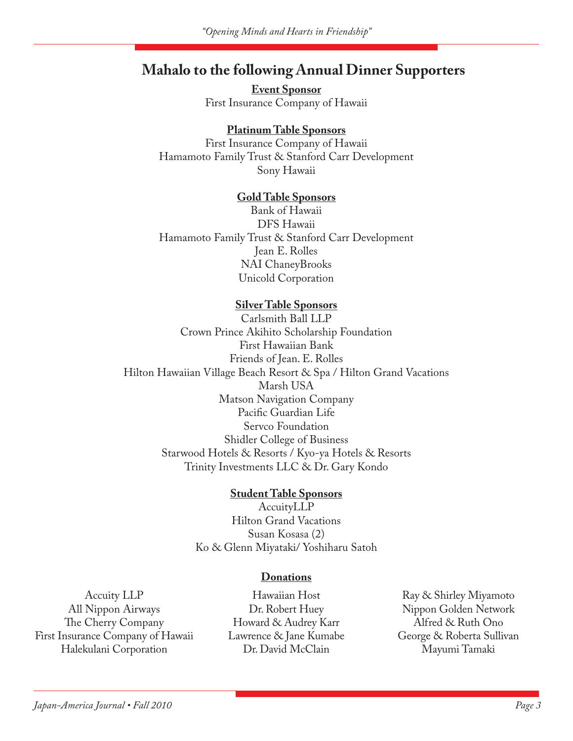## Mahalo to the following Annual Dinner Supporters

**Event Sponsor**

First Insurance Company of Hawaii

**Platinum Table Sponsors**

First Insurance Company of Hawaii
Hamamoto Family Trust & Stanford Carr Development
Sony Hawaii

**Gold Table Sponsors**

Bank of Hawaii
DFS Hawaii
Hamamoto Family Trust & Stanford Carr Development
Jean E. Rolles
NAI ChaneyBrooks
Unicold Corporation

**Silver Table Sponsors**

Carlsmith Ball LLP
Crown Prince Akihito Scholarship Foundation
First Hawaiian Bank
Friends of Jean. E. Rolles
Hilton Hawaiian Village Beach Resort & Spa / Hilton Grand Vacations
Marsh USA
Matson Navigation Company
Pacific Guardian Life
Servco Foundation
Shidler College of Business
Starwood Hotels & Resorts / Kyo-ya Hotels & Resorts
Trinity Investments LLC & Dr. Gary Kondo

**Student Table Sponsors**

AccuityLLP
Hilton Grand Vacations
Susan Kosasa (2)
Ko & Glenn Miyataki/ Yoshiharu Satoh

**Donations**

Accuity LLP
All Nippon Airways
The Cherry Company
First Insurance Company of Hawaii
Halekulani Corporation
Hawaiian Host
Dr. Robert Huey
Howard & Audrey Karr
Lawrence & Jane Kumabe
Dr. David McClain
Ray & Shirley Miyamoto
Nippon Golden Network
Alfred & Ruth Ono
George & Roberta Sullivan
Mayumi Tamaki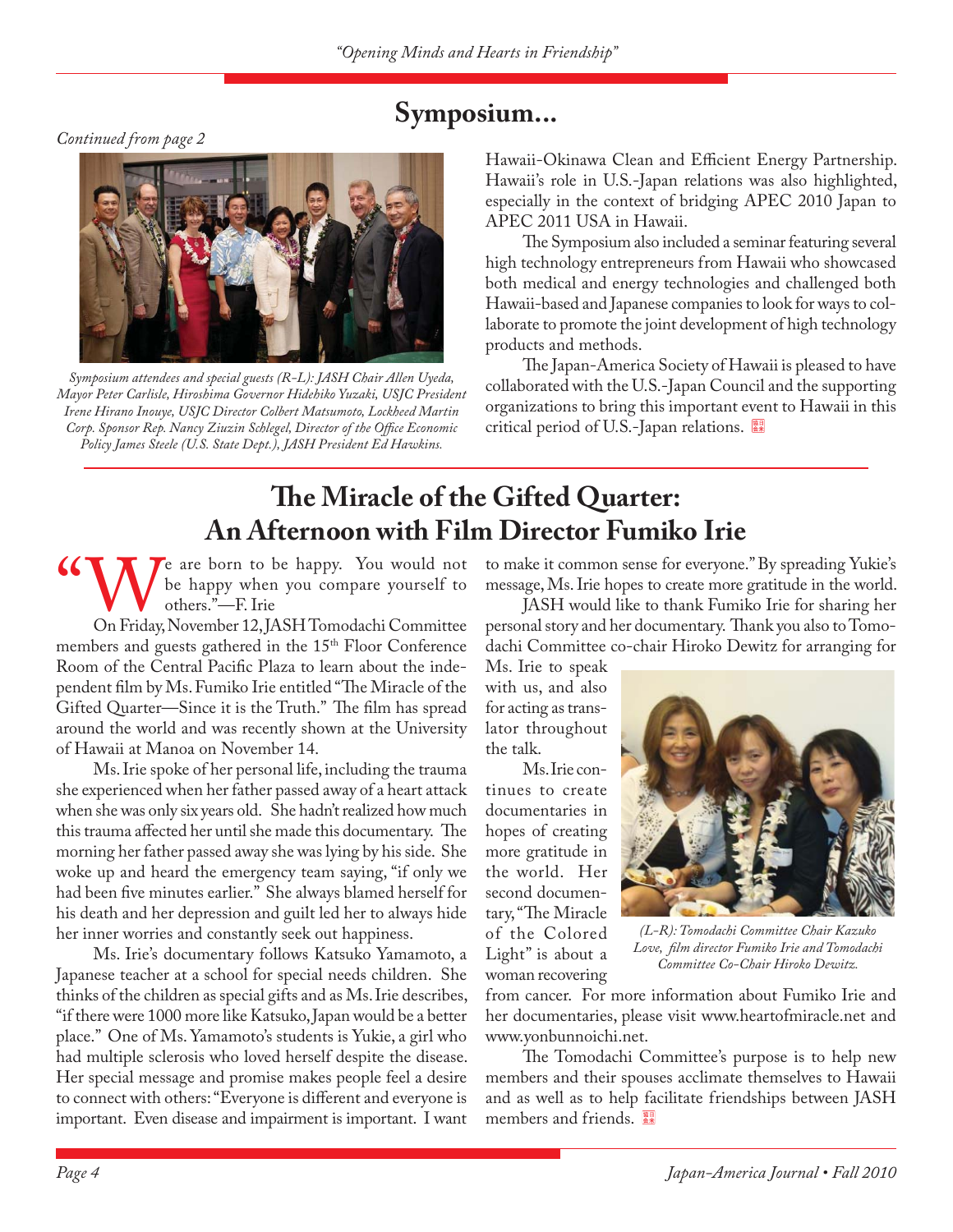## Symposium...

*Continued from page 2*

*Symposium attendees and special guests (R-L): JASH Chair Allen Uyeda, Mayor Peter Carlisle, Hiroshima Governor Hidehiko Yuzaki, USJC President Irene Hirano Inouye, USJC Director Colbert Matsumoto, Lockheed Martin Corp. Sponsor Rep. Nancy Ziuzin Schlegel, Director of the Office Economic Policy James Steele (U.S. State Dept.), JASH President Ed Hawkins.*

Hawaii-Okinawa Clean and Efficient Energy Partnership. Hawaii's role in U.S.-Japan relations was also highlighted, especially in the context of bridging APEC 2010 Japan to APEC 2011 USA in Hawaii.

The Symposium also included a seminar featuring several high technology entrepreneurs from Hawaii who showcased both medical and energy technologies and challenged both Hawaii-based and Japanese companies to look for ways to collaborate to promote the joint development of high technology products and methods.

The Japan-America Society of Hawaii is pleased to have collaborated with the U.S.-Japan Council and the supporting organizations to bring this important event to Hawaii in this critical period of U.S.-Japan relations.

## The Miracle of the Gifted Quarter: An Afternoon with Film Director Fumiko Irie

"We are born to be happy. You would not be happy when you compare yourself to others."—F. Irie

On Friday, November 12, JASH Tomodachi Committee members and guests gathered in the 15th Floor Conference Room of the Central Pacific Plaza to learn about the independent film by Ms. Fumiko Irie entitled "The Miracle of the Gifted Quarter—Since it is the Truth." The film has spread around the world and was recently shown at the University of Hawaii at Manoa on November 14.

Ms. Irie spoke of her personal life, including the trauma she experienced when her father passed away of a heart attack when she was only six years old. She hadn't realized how much this trauma affected her until she made this documentary. The morning her father passed away she was lying by his side. She woke up and heard the emergency team saying, "if only we had been five minutes earlier." She always blamed herself for his death and her depression and guilt led her to always hide her inner worries and constantly seek out happiness.

Ms. Irie's documentary follows Katsuko Yamamoto, a Japanese teacher at a school for special needs children. She thinks of the children as special gifts and as Ms. Irie describes, "if there were 1000 more like Katsuko, Japan would be a better place." One of Ms. Yamamoto's students is Yukie, a girl who had multiple sclerosis who loved herself despite the disease. Her special message and promise makes people feel a desire to connect with others: "Everyone is different and everyone is important. Even disease and impairment is important. I want to make it common sense for everyone." By spreading Yukie's message, Ms. Irie hopes to create more gratitude in the world.

JASH would like to thank Fumiko Irie for sharing her personal story and her documentary. Thank you also to Tomodachi Committee co-chair Hiroko Dewitz for arranging for Ms. Irie to speak with us, and also for acting as translator throughout the talk.

*(L-R): Tomodachi Committee Chair Kazuko Love, film director Fumiko Irie and Tomodachi Committee Co-Chair Hiroko Dewitz.*

Ms. Irie continues to create documentaries in hopes of creating more gratitude in the world. Her second documentary, "The Miracle of the Colored Light" is about a woman recovering from cancer. For more information about Fumiko Irie and her documentaries, please visit www.heartofmiracle.net and www.yonbunnoichi.net.

The Tomodachi Committee's purpose is to help new members and their spouses acclimate themselves to Hawaii and as well as to help facilitate friendships between JASH members and friends.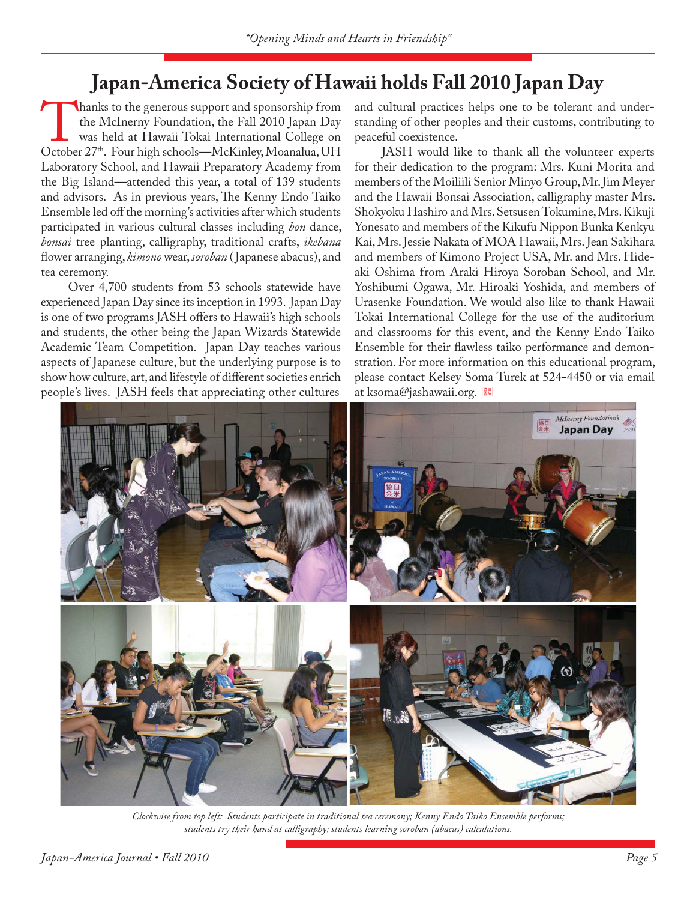# Japan-America Society of Hawaii holds Fall 2010 Japan Day

Thanks to the generous support and sponsorship from the McInerny Foundation, the Fall 2010 Japan Day was held at Hawaii Tokai International College on October 27th. Four high schools—McKinley, Moanalua, UH Laboratory School, and Hawaii Preparatory Academy from the Big Island—attended this year, a total of 139 students and advisors. As in previous years, The Kenny Endo Taiko Ensemble led off the morning's activities after which students participated in various cultural classes including *bon* dance, *bonsai* tree planting, calligraphy, traditional crafts, *ikebana* flower arranging, *kimono* wear, *soroban* (Japanese abacus), and tea ceremony.

Over 4,700 students from 53 schools statewide have experienced Japan Day since its inception in 1993. Japan Day is one of two programs JASH offers to Hawaii's high schools and students, the other being the Japan Wizards Statewide Academic Team Competition. Japan Day teaches various aspects of Japanese culture, but the underlying purpose is to show how culture, art, and lifestyle of different societies enrich people's lives. JASH feels that appreciating other cultures and cultural practices helps one to be tolerant and understanding of other peoples and their customs, contributing to peaceful coexistence.

JASH would like to thank all the volunteer experts for their dedication to the program: Mrs. Kuni Morita and members of the Moiliili Senior Minyo Group, Mr. Jim Meyer and the Hawaii Bonsai Association, calligraphy master Mrs. Shokyoku Hashiro and Mrs. Setsusen Tokumine, Mrs. Kikuji Yonesato and members of the Kikufu Nippon Bunka Kenkyu Kai, Mrs. Jessie Nakata of MOA Hawaii, Mrs. Jean Sakihara and members of Kimono Project USA, Mr. and Mrs. Hideaki Oshima from Araki Hiroya Soroban School, and Mr. Yoshibumi Ogawa, Mr. Hiroaki Yoshida, and members of Urasenke Foundation. We would also like to thank Hawaii Tokai International College for the use of the auditorium and classrooms for this event, and the Kenny Endo Taiko Ensemble for their flawless taiko performance and demonstration. For more information on this educational program, please contact Kelsey Soma Turek at 524-4450 or via email at ksoma@jashawaii.org.

*Clockwise from top left: Students participate in traditional tea ceremony; Kenny Endo Taiko Ensemble performs; students try their hand at calligraphy; students learning soroban (abacus) calculations.*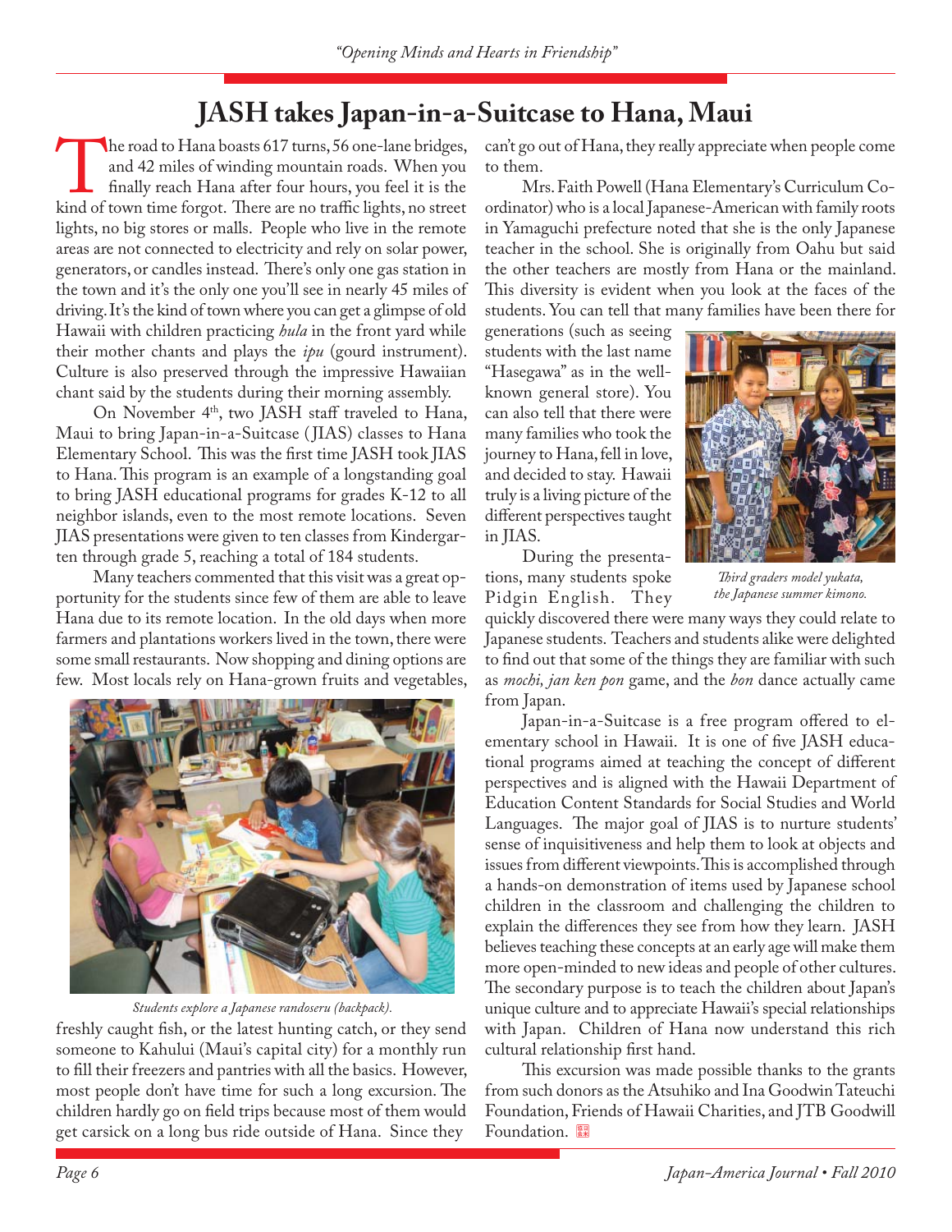# JASH takes Japan-in-a-Suitcase to Hana, Maui

The road to Hana boasts 617 turns, 56 one-lane bridges, and 42 miles of winding mountain roads. When you finally reach Hana after four hours, you feel it is the kind of town time forgot. There are no traffic lights, no street lights, no big stores or malls. People who live in the remote areas are not connected to electricity and rely on solar power, generators, or candles instead. There's only one gas station in the town and it's the only one you'll see in nearly 45 miles of driving. It's the kind of town where you can get a glimpse of old Hawaii with children practicing *hula* in the front yard while their mother chants and plays the *ipu* (gourd instrument). Culture is also preserved through the impressive Hawaiian chant said by the students during their morning assembly.

On November 4th, two JASH staff traveled to Hana, Maui to bring Japan-in-a-Suitcase (JIAS) classes to Hana Elementary School. This was the first time JASH took JIAS to Hana. This program is an example of a longstanding goal to bring JASH educational programs for grades K-12 to all neighbor islands, even to the most remote locations. Seven JIAS presentations were given to ten classes from Kindergarten through grade 5, reaching a total of 184 students.

Many teachers commented that this visit was a great opportunity for the students since few of them are able to leave Hana due to its remote location. In the old days when more farmers and plantations workers lived in the town, there were some small restaurants. Now shopping and dining options are few. Most locals rely on Hana-grown fruits and vegetables, freshly caught fish, or the latest hunting catch, or they send someone to Kahului (Maui's capital city) for a monthly run to fill their freezers and pantries with all the basics. However, most people don't have time for such a long excursion. The children hardly go on field trips because most of them would get carsick on a long bus ride outside of Hana. Since they can't go out of Hana, they really appreciate when people come to them.

*Students explore a Japanese randoseru (backpack).*

Mrs. Faith Powell (Hana Elementary's Curriculum Coordinator) who is a local Japanese-American with family roots in Yamaguchi prefecture noted that she is the only Japanese teacher in the school. She is originally from Oahu but said the other teachers are mostly from Hana or the mainland. This diversity is evident when you look at the faces of the students. You can tell that many families have been there for generations (such as seeing students with the last name "Hasegawa" as in the well-known general store). You can also tell that there were many families who took the journey to Hana, fell in love, and decided to stay. Hawaii truly is a living picture of the different perspectives taught in JIAS.

*Third graders model yukata, the Japanese summer kimono.*

During the presentations, many students spoke Pidgin English. They quickly discovered there were many ways they could relate to Japanese students. Teachers and students alike were delighted to find out that some of the things they are familiar with such as *mochi*, *jan ken pon* game, and the *bon* dance actually came from Japan.

Japan-in-a-Suitcase is a free program offered to elementary school in Hawaii. It is one of five JASH educational programs aimed at teaching the concept of different perspectives and is aligned with the Hawaii Department of Education Content Standards for Social Studies and World Languages. The major goal of JIAS is to nurture students' sense of inquisitiveness and help them to look at objects and issues from different viewpoints. This is accomplished through a hands-on demonstration of items used by Japanese school children in the classroom and challenging the children to explain the differences they see from how they learn. JASH believes teaching these concepts at an early age will make them more open-minded to new ideas and people of other cultures. The secondary purpose is to teach the children about Japan's unique culture and to appreciate Hawaii's special relationships with Japan. Children of Hana now understand this rich cultural relationship first hand.

This excursion was made possible thanks to the grants from such donors as the Atsuhiko and Ina Goodwin Tateuchi Foundation, Friends of Hawaii Charities, and JTB Goodwill Foundation.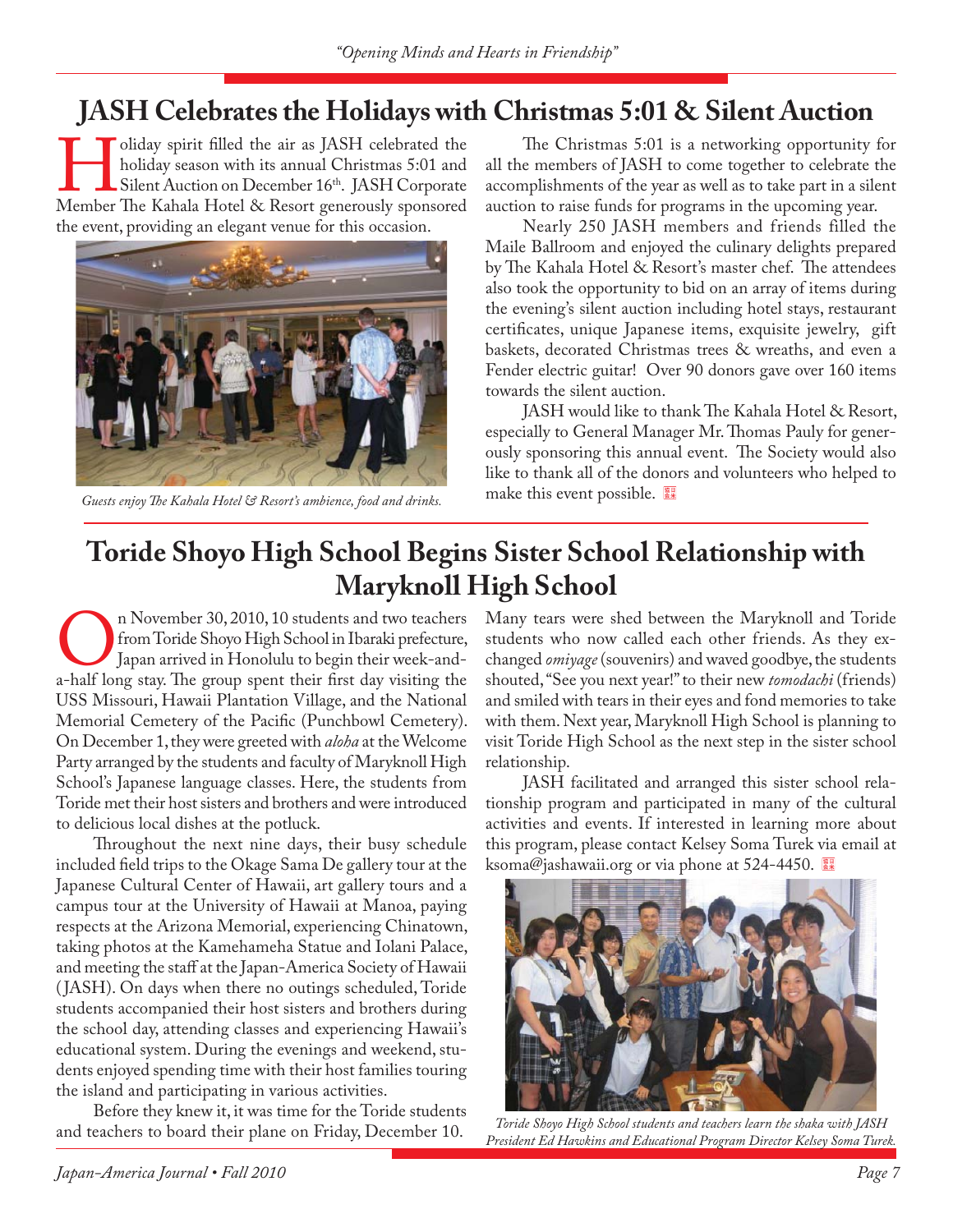## JASH Celebrates the Holidays with Christmas 5:01 & Silent Auction

Holiday spirit filled the air as JASH celebrated the holiday season with its annual Christmas 5:01 and Silent Auction on December 16th. JASH Corporate Member The Kahala Hotel & Resort generously sponsored the event, providing an elegant venue for this occasion.

*Guests enjoy The Kahala Hotel & Resort's ambience, food and drinks.*

The Christmas 5:01 is a networking opportunity for all the members of JASH to come together to celebrate the accomplishments of the year as well as to take part in a silent auction to raise funds for programs in the upcoming year.

Nearly 250 JASH members and friends filled the Maile Ballroom and enjoyed the culinary delights prepared by The Kahala Hotel & Resort's master chef. The attendees also took the opportunity to bid on an array of items during the evening's silent auction including hotel stays, restaurant certificates, unique Japanese items, exquisite jewelry, gift baskets, decorated Christmas trees & wreaths, and even a Fender electric guitar! Over 90 donors gave over 160 items towards the silent auction.

JASH would like to thank The Kahala Hotel & Resort, especially to General Manager Mr. Thomas Pauly for generously sponsoring this annual event. The Society would also like to thank all of the donors and volunteers who helped to make this event possible.

## Toride Shoyo High School Begins Sister School Relationship with Maryknoll High School

On November 30, 2010, 10 students and two teachers from Toride Shoyo High School in Ibaraki prefecture, Japan arrived in Honolulu to begin their week-and-a-half long stay. The group spent their first day visiting the USS Missouri, Hawaii Plantation Village, and the National Memorial Cemetery of the Pacific (Punchbowl Cemetery). On December 1, they were greeted with *aloha* at the Welcome Party arranged by the students and faculty of Maryknoll High School's Japanese language classes. Here, the students from Toride met their host sisters and brothers and were introduced to delicious local dishes at the potluck.

Throughout the next nine days, their busy schedule included field trips to the Okage Sama De gallery tour at the Japanese Cultural Center of Hawaii, art gallery tours and a campus tour at the University of Hawaii at Manoa, paying respects at the Arizona Memorial, experiencing Chinatown, taking photos at the Kamehameha Statue and Iolani Palace, and meeting the staff at the Japan-America Society of Hawaii (JASH). On days when there no outings scheduled, Toride students accompanied their host sisters and brothers during the school day, attending classes and experiencing Hawaii's educational system. During the evenings and weekend, students enjoyed spending time with their host families touring the island and participating in various activities.

Before they knew it, it was time for the Toride students and teachers to board their plane on Friday, December 10. Many tears were shed between the Maryknoll and Toride students who now called each other friends. As they exchanged *omiyage* (souvenirs) and waved goodbye, the students shouted, "See you next year!" to their new *tomodachi* (friends) and smiled with tears in their eyes and fond memories to take with them. Next year, Maryknoll High School is planning to visit Toride High School as the next step in the sister school relationship.

JASH facilitated and arranged this sister school relationship program and participated in many of the cultural activities and events. If interested in learning more about this program, please contact Kelsey Soma Turek via email at ksoma@jashawaii.org or via phone at 524-4450.

*Toride Shoyo High School students and teachers learn the shaka with JASH President Ed Hawkins and Educational Program Director Kelsey Soma Turek.*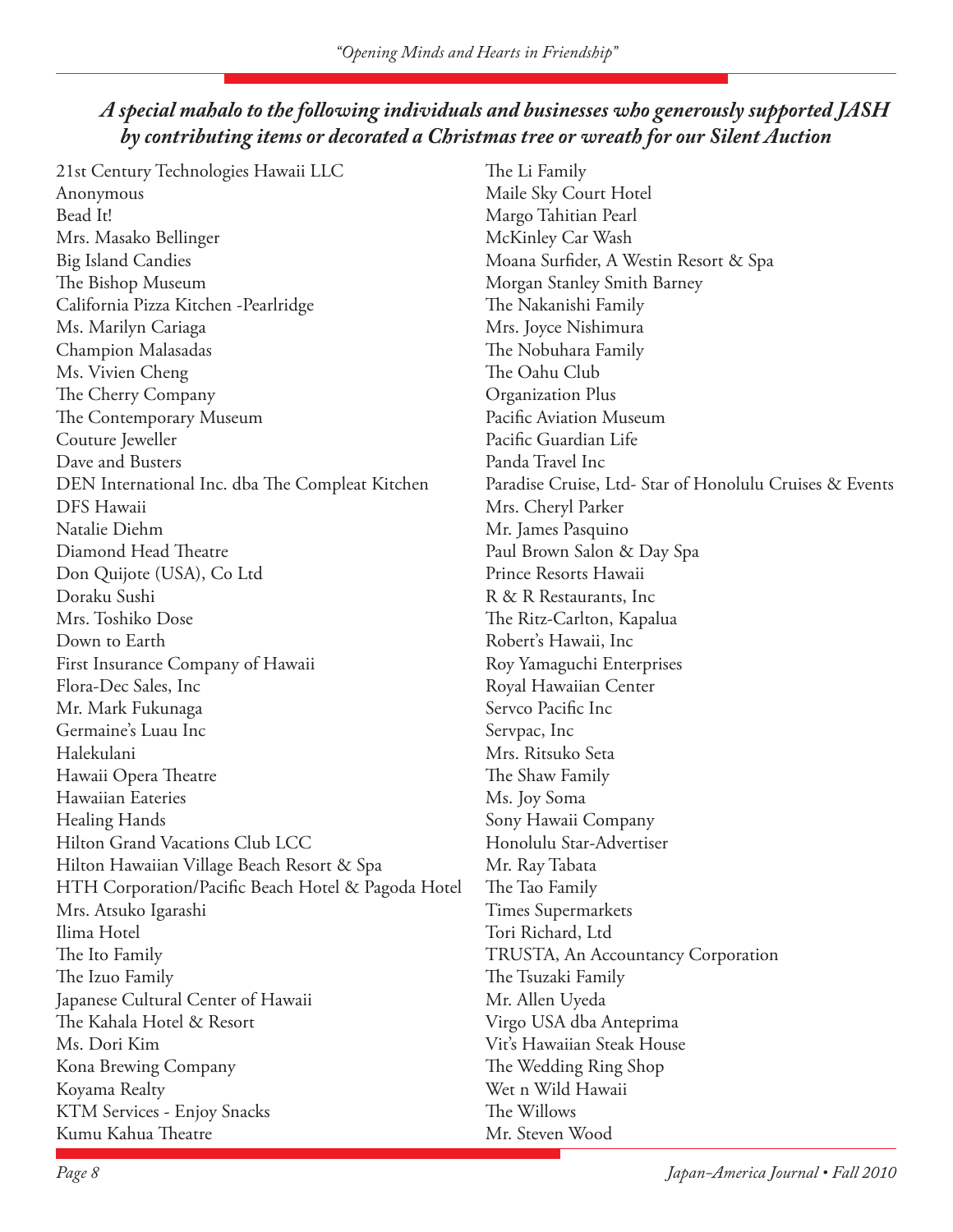## *A special mahalo to the following individuals and businesses who generously supported JASH by contributing items or decorated a Christmas tree or wreath for our Silent Auction*

21st Century Technologies Hawaii LLC
Anonymous
Bead It!
Mrs. Masako Bellinger
Big Island Candies
The Bishop Museum
California Pizza Kitchen -Pearlridge
Ms. Marilyn Cariaga
Champion Malasadas
Ms. Vivien Cheng
The Cherry Company
The Contemporary Museum
Couture Jeweller
Dave and Busters
DEN International Inc. dba The Compleat Kitchen
DFS Hawaii
Natalie Diehm
Diamond Head Theatre
Don Quijote (USA), Co Ltd
Doraku Sushi
Mrs. Toshiko Dose
Down to Earth
First Insurance Company of Hawaii
Flora-Dec Sales, Inc
Mr. Mark Fukunaga
Germaine's Luau Inc
Halekulani
Hawaii Opera Theatre
Hawaiian Eateries
Healing Hands
Hilton Grand Vacations Club LCC
Hilton Hawaiian Village Beach Resort & Spa
HTH Corporation/Pacific Beach Hotel & Pagoda Hotel
Mrs. Atsuko Igarashi
Ilima Hotel
The Ito Family
The Izuo Family
Japanese Cultural Center of Hawaii
The Kahala Hotel & Resort
Ms. Dori Kim
Kona Brewing Company
Koyama Realty
KTM Services - Enjoy Snacks
Kumu Kahua Theatre
The Li Family
Maile Sky Court Hotel
Margo Tahitian Pearl
McKinley Car Wash
Moana Surfider, A Westin Resort & Spa
Morgan Stanley Smith Barney
The Nakanishi Family
Mrs. Joyce Nishimura
The Nobuhara Family
The Oahu Club
Organization Plus
Pacific Aviation Museum
Pacific Guardian Life
Panda Travel Inc
Paradise Cruise, Ltd- Star of Honolulu Cruises & Events
Mrs. Cheryl Parker
Mr. James Pasquino
Paul Brown Salon & Day Spa
Prince Resorts Hawaii
R & R Restaurants, Inc
The Ritz-Carlton, Kapalua
Robert's Hawaii, Inc
Roy Yamaguchi Enterprises
Royal Hawaiian Center
Servco Pacific Inc
Servpac, Inc
Mrs. Ritsuko Seta
The Shaw Family
Ms. Joy Soma
Sony Hawaii Company
Honolulu Star-Advertiser
Mr. Ray Tabata
The Tao Family
Times Supermarkets
Tori Richard, Ltd
TRUSTA, An Accountancy Corporation
The Tsuzaki Family
Mr. Allen Uyeda
Virgo USA dba Anteprima
Vit's Hawaiian Steak House
The Wedding Ring Shop
Wet n Wild Hawaii
The Willows
Mr. Steven Wood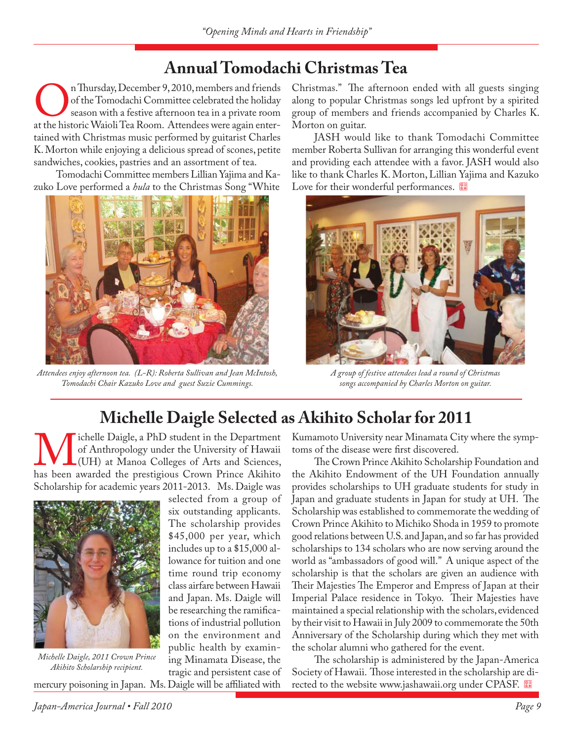## Annual Tomodachi Christmas Tea

On Thursday, December 9, 2010, members and friends of the Tomodachi Committee celebrated the holiday season with a festive afternoon tea in a private room at the historic Waioli Tea Room. Attendees were again entertained with Christmas music performed by guitarist Charles K. Morton while enjoying a delicious spread of scones, petite sandwiches, cookies, pastries and an assortment of tea.

Tomodachi Committee members Lillian Yajima and Kazuko Love performed a *hula* to the Christmas Song "White Christmas." The afternoon ended with all guests singing along to popular Christmas songs led upfront by a spirited group of members and friends accompanied by Charles K. Morton on guitar.

JASH would like to thank Tomodachi Committee member Roberta Sullivan for arranging this wonderful event and providing each attendee with a favor. JASH would also like to thank Charles K. Morton, Lillian Yajima and Kazuko Love for their wonderful performances.

*Attendees enjoy afternoon tea. (L-R): Roberta Sullivan and Jean McIntosh, Tomodachi Chair Kazuko Love and guest Suzie Cummings.*

*A group of festive attendees lead a round of Christmas songs accompanied by Charles Morton on guitar.*

## Michelle Daigle Selected as Akihito Scholar for 2011

Michelle Daigle, a PhD student in the Department of Anthropology under the University of Hawaii (UH) at Manoa Colleges of Arts and Sciences, has been awarded the prestigious Crown Prince Akihito Scholarship for academic years 2011-2013. Ms. Daigle was selected from a group of six outstanding applicants. The scholarship provides $45,000 per year, which includes up to a $15,000 allowance for tuition and one time round trip economy class airfare between Hawaii and Japan. Ms. Daigle will be researching the ramifications of industrial pollution on the environment and public health by examining Minamata Disease, the tragic and persistent case of mercury poisoning in Japan. Ms. Daigle will be affiliated with Kumamoto University near Minamata City where the symptoms of the disease were first discovered.

*Michelle Daigle, 2011 Crown Prince Akihito Scholarship recipient.*

The Crown Prince Akihito Scholarship Foundation and the Akihito Endowment of the UH Foundation annually provides scholarships to UH graduate students for study in Japan and graduate students in Japan for study at UH. The Scholarship was established to commemorate the wedding of Crown Prince Akihito to Michiko Shoda in 1959 to promote good relations between U.S. and Japan, and so far has provided scholarships to 134 scholars who are now serving around the world as "ambassadors of good will." A unique aspect of the scholarship is that the scholars are given an audience with Their Majesties The Emperor and Empress of Japan at their Imperial Palace residence in Tokyo. Their Majesties have maintained a special relationship with the scholars, evidenced by their visit to Hawaii in July 2009 to commemorate the 50th Anniversary of the Scholarship during which they met with the scholar alumni who gathered for the event.

The scholarship is administered by the Japan-America Society of Hawaii. Those interested in the scholarship are directed to the website www.jashawaii.org under CPASF.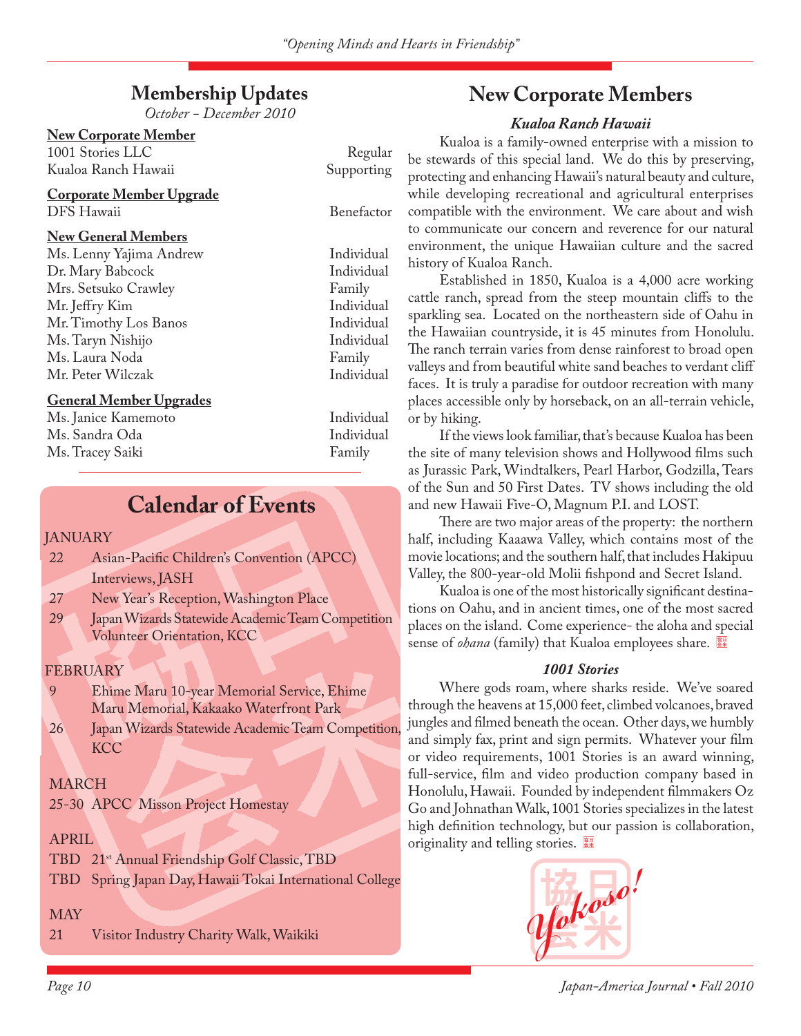## Membership Updates

*October - December 2010*

**New Corporate Member**

| | |
|---|---|
| 1001 Stories LLC | Regular |
| Kualoa Ranch Hawaii | Supporting |

**Corporate Member Upgrade**

| | |
|---|---|
| DFS Hawaii | Benefactor |

**New General Members**

| | |
|---|---|
| Ms. Lenny Yajima Andrew | Individual |
| Dr. Mary Babcock | Individual |
| Mrs. Setsuko Crawley | Family |
| Mr. Jeffry Kim | Individual |
| Mr. Timothy Los Banos | Individual |
| Ms. Taryn Nishijo | Individual |
| Ms. Laura Noda | Family |
| Mr. Peter Wilczak | Individual |

**General Member Upgrades**

| | |
|---|---|
| Ms. Janice Kamemoto | Individual |
| Ms. Sandra Oda | Individual |
| Ms. Tracey Saiki | Family |

## Calendar of Events

**JANUARY**

- 22 Asian-Pacific Children's Convention (APCC) Interviews, JASH
- 27 New Year's Reception, Washington Place
- 29 Japan Wizards Statewide Academic Team Competition Volunteer Orientation, KCC

**FEBRUARY**

- 9 Ehime Maru 10-year Memorial Service, Ehime Maru Memorial, Kakaako Waterfront Park
- 26 Japan Wizards Statewide Academic Team Competition, KCC

**MARCH**

- 25-30 APCC Misson Project Homestay

**APRIL**

- TBD 21st Annual Friendship Golf Classic, TBD
- TBD Spring Japan Day, Hawaii Tokai International College

**MAY**

- 21 Visitor Industry Charity Walk, Waikiki

## New Corporate Members

### *Kualoa Ranch Hawaii*

Kualoa is a family-owned enterprise with a mission to be stewards of this special land. We do this by preserving, protecting and enhancing Hawaii's natural beauty and culture, while developing recreational and agricultural enterprises compatible with the environment. We care about and wish to communicate our concern and reverence for our natural environment, the unique Hawaiian culture and the sacred history of Kualoa Ranch.

Established in 1850, Kualoa is a 4,000 acre working cattle ranch, spread from the steep mountain cliffs to the sparkling sea. Located on the northeastern side of Oahu in the Hawaiian countryside, it is 45 minutes from Honolulu. The ranch terrain varies from dense rainforest to broad open valleys and from beautiful white sand beaches to verdant cliff faces. It is truly a paradise for outdoor recreation with many places accessible only by horseback, on an all-terrain vehicle, or by hiking.

If the views look familiar, that's because Kualoa has been the site of many television shows and Hollywood films such as Jurassic Park, Windtalkers, Pearl Harbor, Godzilla, Tears of the Sun and 50 First Dates. TV shows including the old and new Hawaii Five-O, Magnum P.I. and LOST.

There are two major areas of the property: the northern half, including Kaaawa Valley, which contains most of the movie locations; and the southern half, that includes Hakipuu Valley, the 800-year-old Molii fishpond and Secret Island.

Kualoa is one of the most historically significant destinations on Oahu, and in ancient times, one of the most sacred places on the island. Come experience- the aloha and special sense of *ohana* (family) that Kualoa employees share.

### *1001 Stories*

Where gods roam, where sharks reside. We've soared through the heavens at 15,000 feet, climbed volcanoes, braved jungles and filmed beneath the ocean. Other days, we humbly and simply fax, print and sign permits. Whatever your film or video requirements, 1001 Stories is an award winning, full-service, film and video production company based in Honolulu, Hawaii. Founded by independent filmmakers Oz Go and Johnathan Walk, 1001 Stories specializes in the latest high definition technology, but our passion is collaboration, originality and telling stories.

*Yokoso!*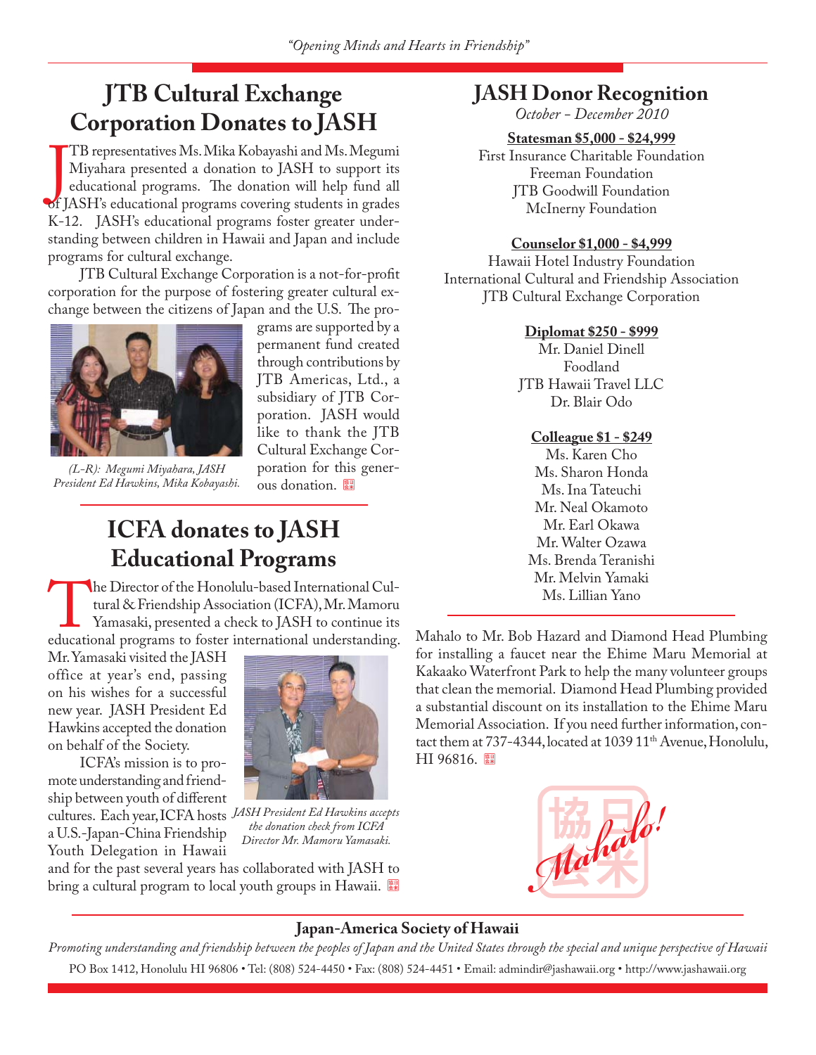# JTB Cultural Exchange Corporation Donates to JASH

JTB representatives Ms. Mika Kobayashi and Ms. Megumi Miyahara presented a donation to JASH to support its educational programs. The donation will help fund all of JASH's educational programs covering students in grades K-12. JASH's educational programs foster greater understanding between children in Hawaii and Japan and include programs for cultural exchange.

JTB Cultural Exchange Corporation is a not-for-profit corporation for the purpose of fostering greater cultural exchange between the citizens of Japan and the U.S. The programs are supported by a permanent fund created through contributions by JTB Americas, Ltd., a subsidiary of JTB Corporation. JASH would like to thank the JTB Cultural Exchange Corporation for this generous donation.

*(L-R): Megumi Miyahara, JASH President Ed Hawkins, Mika Kobayashi.*

# ICFA donates to JASH Educational Programs

The Director of the Honolulu-based International Cultural & Friendship Association (ICFA), Mr. Mamoru Yamasaki, presented a check to JASH to continue its educational programs to foster international understanding. Mr. Yamasaki visited the JASH office at year's end, passing on his wishes for a successful new year. JASH President Ed Hawkins accepted the donation on behalf of the Society.

ICFA's mission is to promote understanding and friendship between youth of different cultures. Each year, ICFA hosts a U.S.-Japan-China Friendship Youth Delegation in Hawaii and for the past several years has collaborated with JASH to bring a cultural program to local youth groups in Hawaii.

*JASH President Ed Hawkins accepts the donation check from ICFA Director Mr. Mamoru Yamasaki.*

# JASH Donor Recognition

*October - December 2010*

**Statesman $5,000 - $24,999**

First Insurance Charitable Foundation
Freeman Foundation
JTB Goodwill Foundation
McInerny Foundation

**Counselor $1,000 - $4,999**

Hawaii Hotel Industry Foundation
International Cultural and Friendship Association
JTB Cultural Exchange Corporation

**Diplomat $250 - $999**

Mr. Daniel Dinell
Foodland
JTB Hawaii Travel LLC
Dr. Blair Odo

**Colleague $1 - $249**

Ms. Karen Cho
Ms. Sharon Honda
Ms. Ina Tateuchi
Mr. Neal Okamoto
Mr. Earl Okawa
Mr. Walter Ozawa
Ms. Brenda Teranishi
Mr. Melvin Yamaki
Ms. Lillian Yano

Mahalo to Mr. Bob Hazard and Diamond Head Plumbing for installing a faucet near the Ehime Maru Memorial at Kakaako Waterfront Park to help the many volunteer groups that clean the memorial. Diamond Head Plumbing provided a substantial discount on its installation to the Ehime Maru Memorial Association. If you need further information, contact them at 737-4344, located at 1039 11th Avenue, Honolulu, HI 96816.

Mahalo!

**Japan-America Society of Hawaii**

*Promoting understanding and friendship between the peoples of Japan and the United States through the special and unique perspective of Hawaii*

PO Box 1412, Honolulu HI 96806 • Tel: (808) 524-4450 • Fax: (808) 524-4451 • Email: admindir@jashawaii.org • http://www.jashawaii.org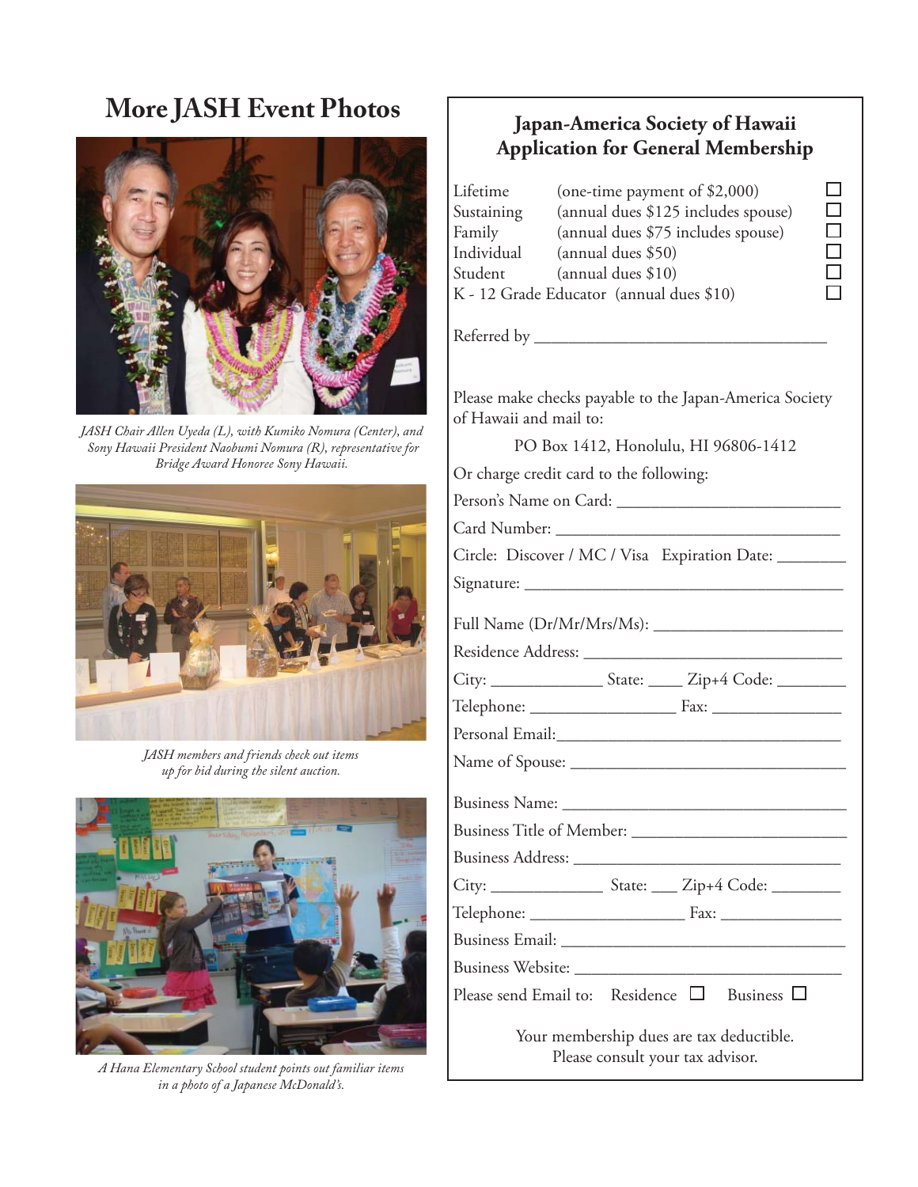# More JASH Event Photos

*JASH Chair Allen Uyeda (L), with Kumiko Nomura (Center), and Sony Hawaii President Naobumi Nomura (R), representative for Bridge Award Honoree Sony Hawaii.*

*JASH members and friends check out items up for bid during the silent auction.*

*A Hana Elementary School student points out familiar items in a photo of a Japanese McDonald's.*

## Japan-America Society of Hawaii
## Application for General Membership

| | | |
|---|---|---|
| Lifetime | (one-time payment of $2,000) | ☐ |
| Sustaining | (annual dues $125 includes spouse) | ☐ |
| Family | (annual dues $75 includes spouse) | ☐ |
| Individual | (annual dues $50) | ☐ |
| Student | (annual dues $10) | ☐ |
| K - 12 Grade Educator | (annual dues $10) | ☐ |

Referred by ___________________________________

Please make checks payable to the Japan-America Society of Hawaii and mail to:

PO Box 1412, Honolulu, HI 96806-1412

Or charge credit card to the following:

Person's Name on Card: _________________________

Card Number: _______________________________

Circle: Discover / MC / Visa  Expiration Date: ________

Signature: ___________________________________

Full Name (Dr/Mr/Mrs/Ms): ______________________

Residence Address: ____________________________

City: _____________ State: ____ Zip+4 Code: ________

Telephone: _________________ Fax: ______________

Personal Email:________________________________

Name of Spouse: _______________________________

Business Name: _______________________________

Business Title of Member: ________________________

Business Address: ______________________________

City: _____________ State: ___ Zip+4 Code: ________

Telephone: __________________ Fax: ______________

Business Email: ________________________________

Business Website: ______________________________

Please send Email to: Residence ☐ Business ☐

Your membership dues are tax deductible.
Please consult your tax advisor.